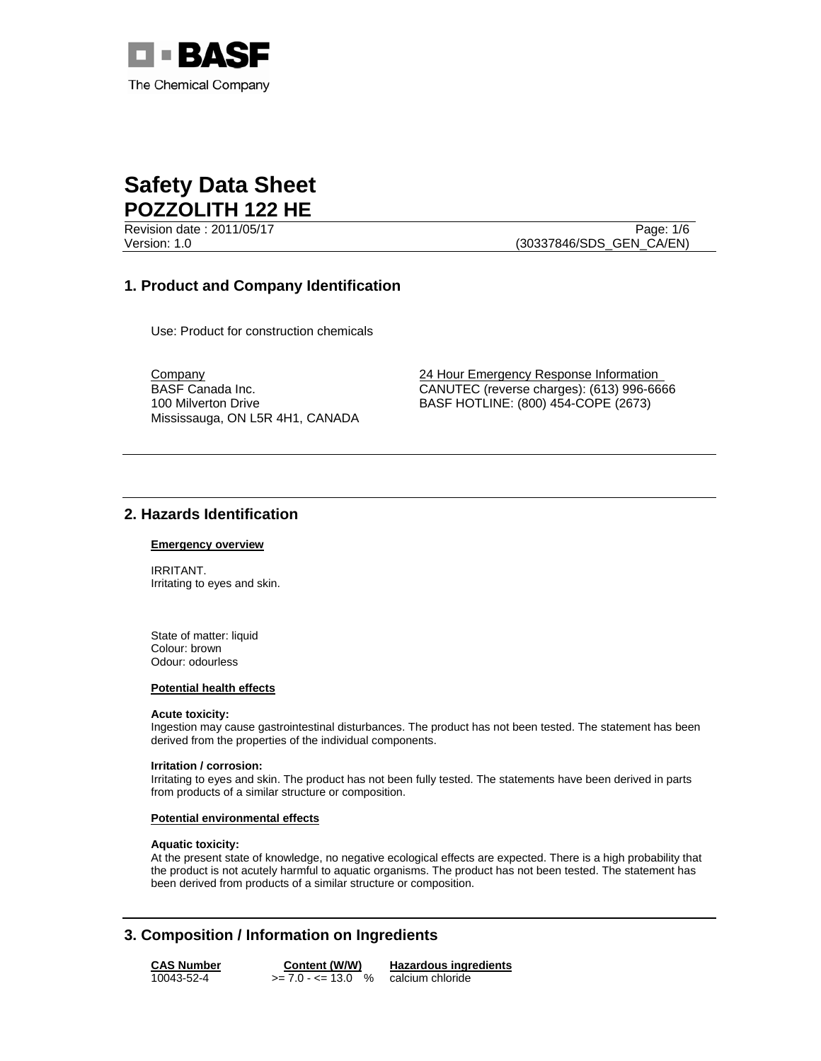BASF
The Chemical Company

# Safety Data Sheet
# POZZOLITH 122 HE

Revision date : 2011/05/17
Version: 1.0
(30337846/SDS_GEN_CA/EN)

## 1. Product and Company Identification

Use: Product for construction chemicals

Company
BASF Canada Inc.
100 Milverton Drive
Mississauga, ON L5R 4H1, CANADA

24 Hour Emergency Response Information
CANUTEC (reverse charges): (613) 996-6666
BASF HOTLINE: (800) 454-COPE (2673)

## 2. Hazards Identification

**Emergency overview**

IRRITANT.
Irritating to eyes and skin.

State of matter: liquid
Colour: brown
Odour: odourless

**Potential health effects**

**Acute toxicity:**
Ingestion may cause gastrointestinal disturbances. The product has not been tested. The statement has been derived from the properties of the individual components.

**Irritation / corrosion:**
Irritating to eyes and skin. The product has not been fully tested. The statements have been derived in parts from products of a similar structure or composition.

**Potential environmental effects**

**Aquatic toxicity:**
At the present state of knowledge, no negative ecological effects are expected. There is a high probability that the product is not acutely harmful to aquatic organisms. The product has not been tested. The statement has been derived from products of a similar structure or composition.

## 3. Composition / Information on Ingredients

| CAS Number | Content (W/W) | Hazardous ingredients |
|---|---|---|
| 10043-52-4 | >= 7.0 - <= 13.0 % | calcium chloride |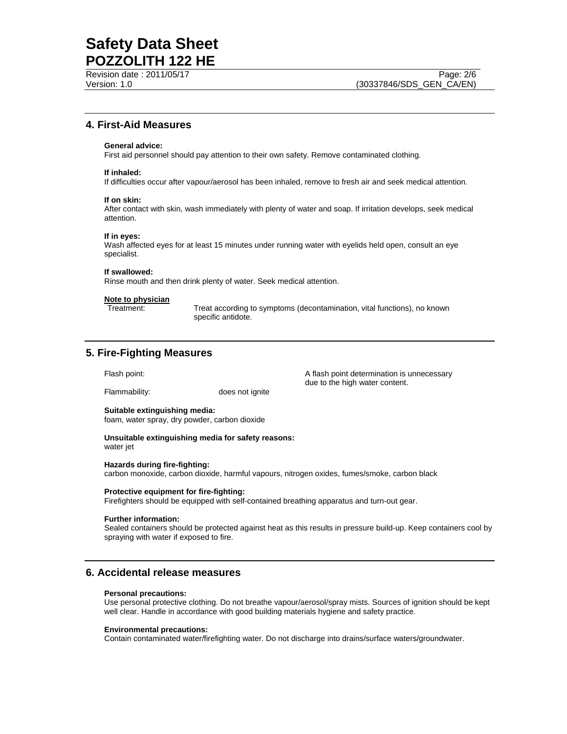## 4. First-Aid Measures

**General advice:**
First aid personnel should pay attention to their own safety. Remove contaminated clothing.

**If inhaled:**
If difficulties occur after vapour/aerosol has been inhaled, remove to fresh air and seek medical attention.

**If on skin:**
After contact with skin, wash immediately with plenty of water and soap. If irritation develops, seek medical attention.

**If in eyes:**
Wash affected eyes for at least 15 minutes under running water with eyelids held open, consult an eye specialist.

**If swallowed:**
Rinse mouth and then drink plenty of water. Seek medical attention.

**Note to physician**

Treatment: Treat according to symptoms (decontamination, vital functions), no known specific antidote.

## 5. Fire-Fighting Measures

Flash point: A flash point determination is unnecessary due to the high water content.

Flammability: does not ignite

**Suitable extinguishing media:**
foam, water spray, dry powder, carbon dioxide

**Unsuitable extinguishing media for safety reasons:**
water jet

**Hazards during fire-fighting:**
carbon monoxide, carbon dioxide, harmful vapours, nitrogen oxides, fumes/smoke, carbon black

**Protective equipment for fire-fighting:**
Firefighters should be equipped with self-contained breathing apparatus and turn-out gear.

**Further information:**
Sealed containers should be protected against heat as this results in pressure build-up. Keep containers cool by spraying with water if exposed to fire.

## 6. Accidental release measures

**Personal precautions:**
Use personal protective clothing. Do not breathe vapour/aerosol/spray mists. Sources of ignition should be kept well clear. Handle in accordance with good building materials hygiene and safety practice.

**Environmental precautions:**
Contain contaminated water/firefighting water. Do not discharge into drains/surface waters/groundwater.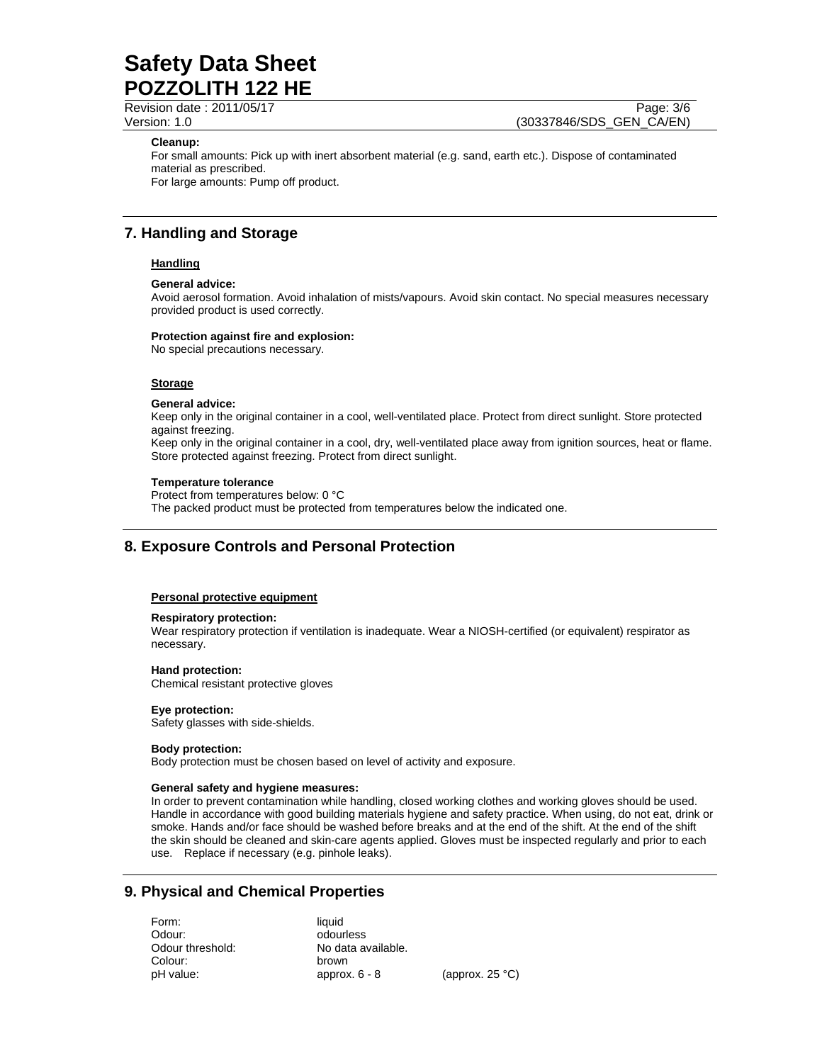**Cleanup:**
For small amounts: Pick up with inert absorbent material (e.g. sand, earth etc.). Dispose of contaminated material as prescribed.
For large amounts: Pump off product.

## 7. Handling and Storage

### Handling

**General advice:**
Avoid aerosol formation. Avoid inhalation of mists/vapours. Avoid skin contact. No special measures necessary provided product is used correctly.

**Protection against fire and explosion:**
No special precautions necessary.

### Storage

**General advice:**
Keep only in the original container in a cool, well-ventilated place. Protect from direct sunlight. Store protected against freezing.
Keep only in the original container in a cool, dry, well-ventilated place away from ignition sources, heat or flame. Store protected against freezing. Protect from direct sunlight.

**Temperature tolerance**
Protect from temperatures below: 0 °C
The packed product must be protected from temperatures below the indicated one.

## 8. Exposure Controls and Personal Protection

### Personal protective equipment

**Respiratory protection:**
Wear respiratory protection if ventilation is inadequate. Wear a NIOSH-certified (or equivalent) respirator as necessary.

**Hand protection:**
Chemical resistant protective gloves

**Eye protection:**
Safety glasses with side-shields.

**Body protection:**
Body protection must be chosen based on level of activity and exposure.

**General safety and hygiene measures:**
In order to prevent contamination while handling, closed working clothes and working gloves should be used. Handle in accordance with good building materials hygiene and safety practice. When using, do not eat, drink or smoke. Hands and/or face should be washed before breaks and at the end of the shift. At the end of the shift the skin should be cleaned and skin-care agents applied. Gloves must be inspected regularly and prior to each use. Replace if necessary (e.g. pinhole leaks).

## 9. Physical and Chemical Properties

| | | |
|---|---|---|
| Form: | liquid | |
| Odour: | odourless | |
| Odour threshold: | No data available. | |
| Colour: | brown | |
| pH value: | approx. 6 - 8 | (approx. 25 °C) |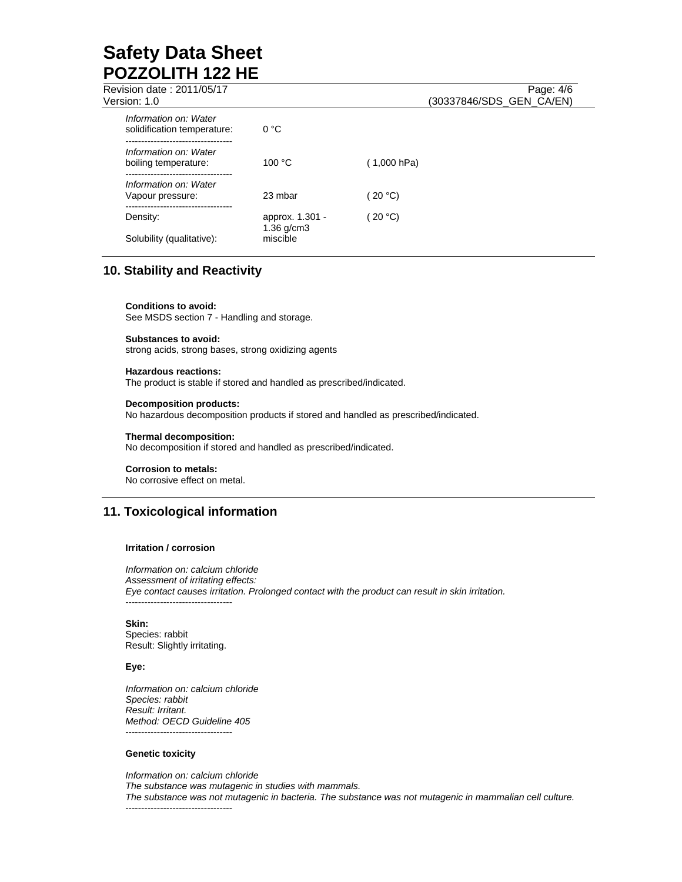*Information on: Water*
solidification temperature: 0 °C

----------------------------------

*Information on: Water*
boiling temperature: 100 °C ( 1,000 hPa)

----------------------------------

*Information on: Water*
Vapour pressure: 23 mbar ( 20 °C)

----------------------------------

Density: approx. 1.301 - 1.36 g/cm3 ( 20 °C)

Solubility (qualitative): miscible

## 10. Stability and Reactivity

**Conditions to avoid:**
See MSDS section 7 - Handling and storage.

**Substances to avoid:**
strong acids, strong bases, strong oxidizing agents

**Hazardous reactions:**
The product is stable if stored and handled as prescribed/indicated.

**Decomposition products:**
No hazardous decomposition products if stored and handled as prescribed/indicated.

**Thermal decomposition:**
No decomposition if stored and handled as prescribed/indicated.

**Corrosion to metals:**
No corrosive effect on metal.

## 11. Toxicological information

**Irritation / corrosion**

*Information on: calcium chloride*
*Assessment of irritating effects:*
*Eye contact causes irritation. Prolonged contact with the product can result in skin irritation.*

----------------------------------

**Skin:**
Species: rabbit
Result: Slightly irritating.

**Eye:**

*Information on: calcium chloride*
*Species: rabbit*
*Result: Irritant.*
*Method: OECD Guideline 405*

----------------------------------

**Genetic toxicity**

*Information on: calcium chloride*
*The substance was mutagenic in studies with mammals.*
*The substance was not mutagenic in bacteria. The substance was not mutagenic in mammalian cell culture.*

----------------------------------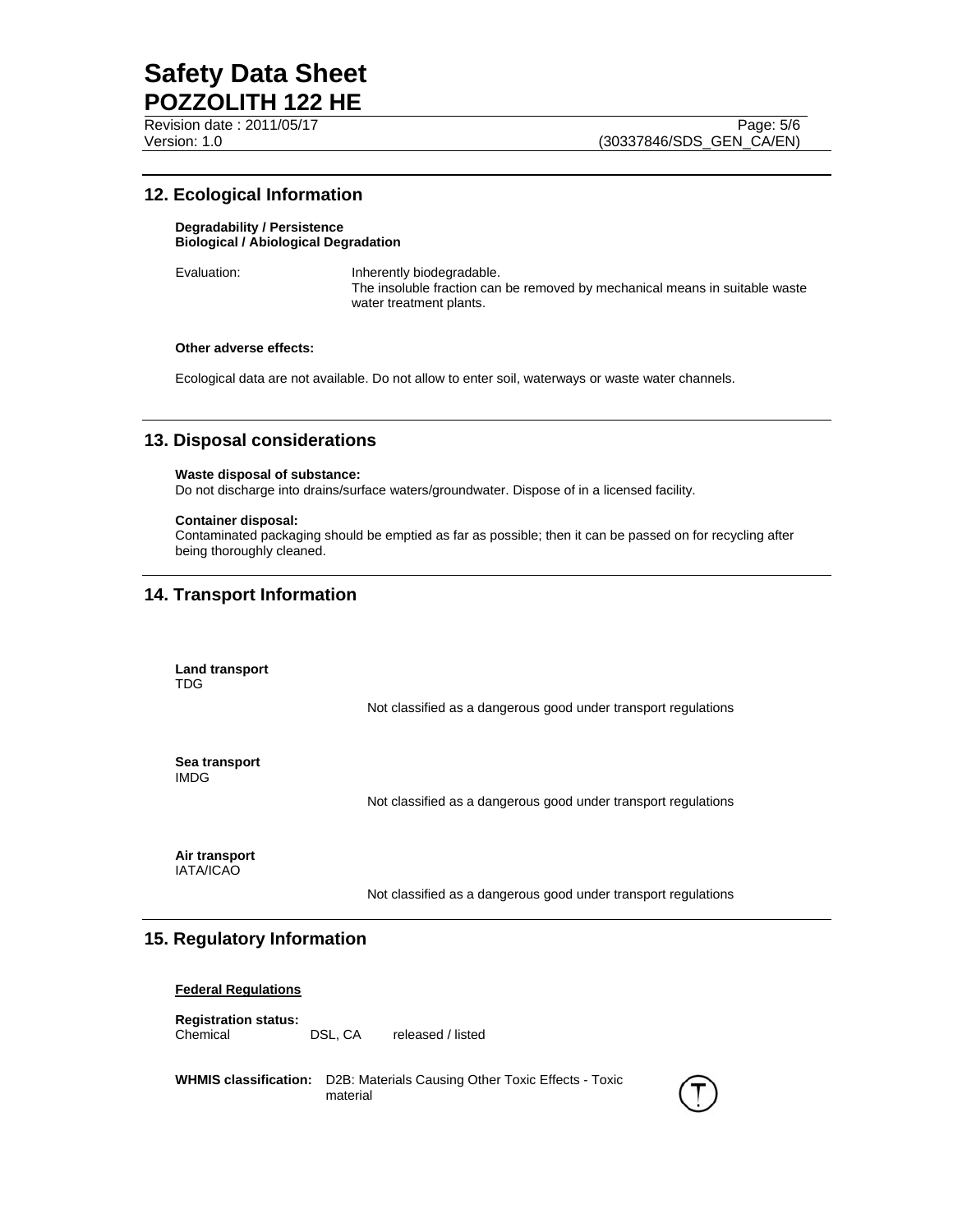## 12. Ecological Information

**Degradability / Persistence**
**Biological / Abiological Degradation**

Evaluation: Inherently biodegradable.
The insoluble fraction can be removed by mechanical means in suitable waste water treatment plants.

**Other adverse effects:**

Ecological data are not available. Do not allow to enter soil, waterways or waste water channels.

## 13. Disposal considerations

**Waste disposal of substance:**
Do not discharge into drains/surface waters/groundwater. Dispose of in a licensed facility.

**Container disposal:**
Contaminated packaging should be emptied as far as possible; then it can be passed on for recycling after being thoroughly cleaned.

## 14. Transport Information

**Land transport**
TDG

Not classified as a dangerous good under transport regulations

**Sea transport**
IMDG

Not classified as a dangerous good under transport regulations

**Air transport**
IATA/ICAO

Not classified as a dangerous good under transport regulations

## 15. Regulatory Information

**Federal Regulations**

**Registration status:**
Chemical DSL, CA released / listed

**WHMIS classification:** D2B: Materials Causing Other Toxic Effects - Toxic material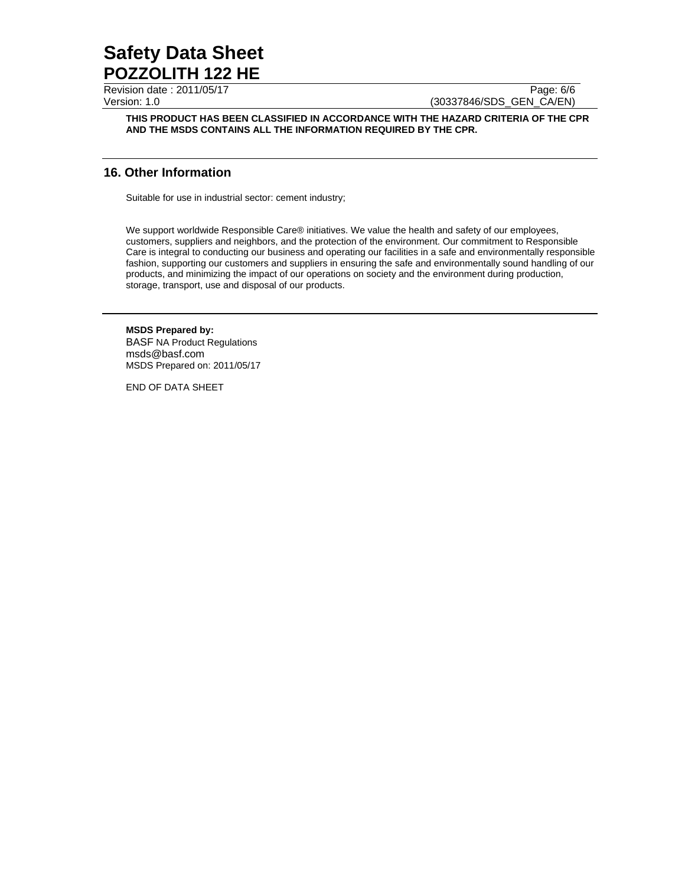**THIS PRODUCT HAS BEEN CLASSIFIED IN ACCORDANCE WITH THE HAZARD CRITERIA OF THE CPR AND THE MSDS CONTAINS ALL THE INFORMATION REQUIRED BY THE CPR.**

## 16. Other Information

Suitable for use in industrial sector: cement industry;

We support worldwide Responsible Care® initiatives. We value the health and safety of our employees, customers, suppliers and neighbors, and the protection of the environment. Our commitment to Responsible Care is integral to conducting our business and operating our facilities in a safe and environmentally responsible fashion, supporting our customers and suppliers in ensuring the safe and environmentally sound handling of our products, and minimizing the impact of our operations on society and the environment during production, storage, transport, use and disposal of our products.

**MSDS Prepared by:**
BASF NA Product Regulations
msds@basf.com
MSDS Prepared on: 2011/05/17

END OF DATA SHEET